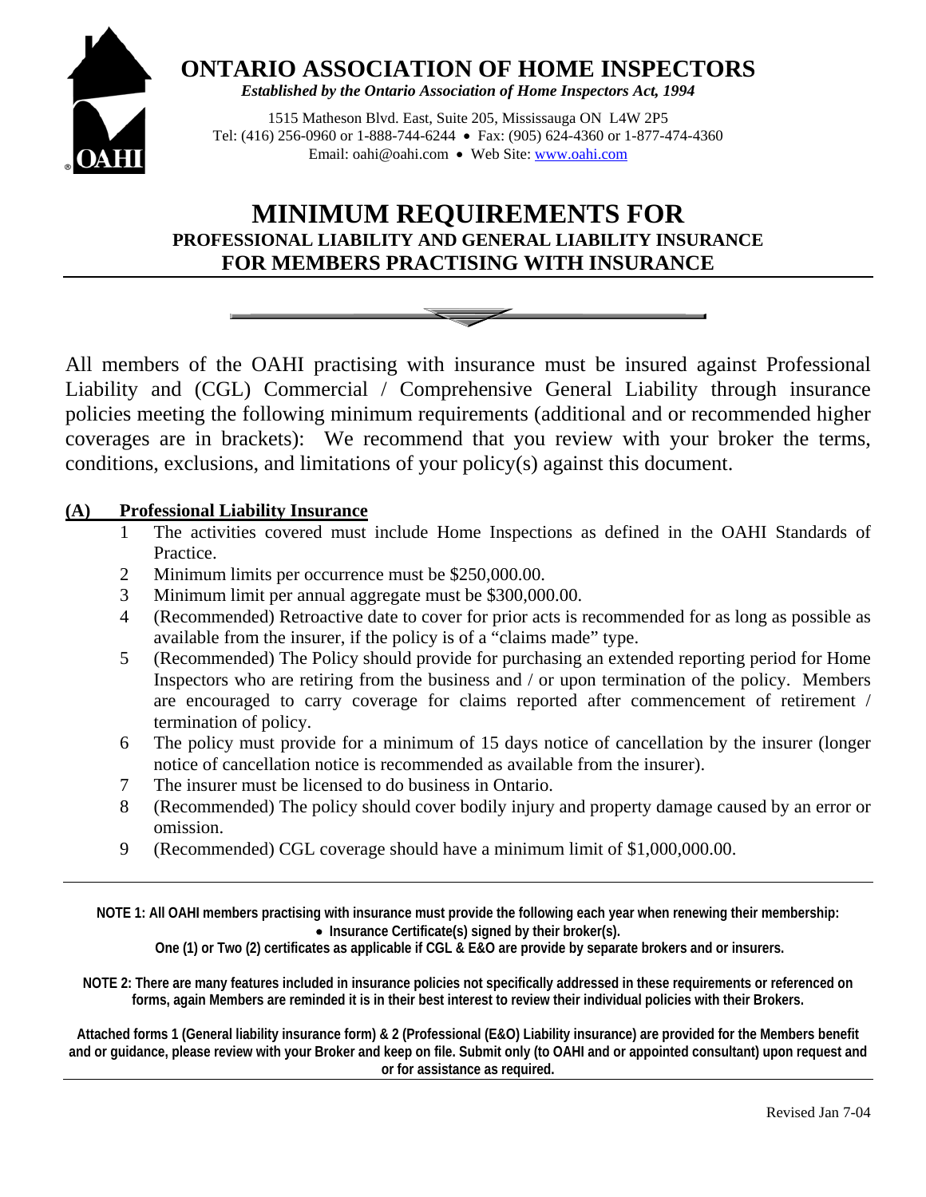# ONTARIO ASSOCIATION OF HOME INSPECTORS

*Established by the Ontario Association of Home Inspectors Act, 1994*

1515 Matheson Blvd. East, Suite 205, Mississauga ON L4W 2P5
Tel: (416) 256-0960 or 1-888-744-6244 • Fax: (905) 624-4360 or 1-877-474-4360
Email: oahi@oahi.com • Web Site: www.oahi.com

# MINIMUM REQUIREMENTS FOR
## PROFESSIONAL LIABILITY AND GENERAL LIABILITY INSURANCE
## FOR MEMBERS PRACTISING WITH INSURANCE

All members of the OAHI practising with insurance must be insured against Professional Liability and (CGL) Commercial / Comprehensive General Liability through insurance policies meeting the following minimum requirements (additional and or recommended higher coverages are in brackets): We recommend that you review with your broker the terms, conditions, exclusions, and limitations of your policy(s) against this document.

### (A) Professional Liability Insurance

1. The activities covered must include Home Inspections as defined in the OAHI Standards of Practice.
2. Minimum limits per occurrence must be $250,000.00.
3. Minimum limit per annual aggregate must be $300,000.00.
4. (Recommended) Retroactive date to cover for prior acts is recommended for as long as possible as available from the insurer, if the policy is of a "claims made" type.
5. (Recommended) The Policy should provide for purchasing an extended reporting period for Home Inspectors who are retiring from the business and / or upon termination of the policy. Members are encouraged to carry coverage for claims reported after commencement of retirement / termination of policy.
6. The policy must provide for a minimum of 15 days notice of cancellation by the insurer (longer notice of cancellation notice is recommended as available from the insurer).
7. The insurer must be licensed to do business in Ontario.
8. (Recommended) The policy should cover bodily injury and property damage caused by an error or omission.
9. (Recommended) CGL coverage should have a minimum limit of $1,000,000.00.

---

**NOTE 1: All OAHI members practising with insurance must provide the following each year when renewing their membership:**

- **Insurance Certificate(s) signed by their broker(s).**

**One (1) or Two (2) certificates as applicable if CGL & E&O are provide by separate brokers and or insurers.**

**NOTE 2: There are many features included in insurance policies not specifically addressed in these requirements or referenced on forms, again Members are reminded it is in their best interest to review their individual policies with their Brokers.**

**Attached forms 1 (General liability insurance form) & 2 (Professional (E&O) Liability insurance) are provided for the Members benefit and or guidance, please review with your Broker and keep on file. Submit only (to OAHI and or appointed consultant) upon request and or for assistance as required.**

---

Revised Jan 7-04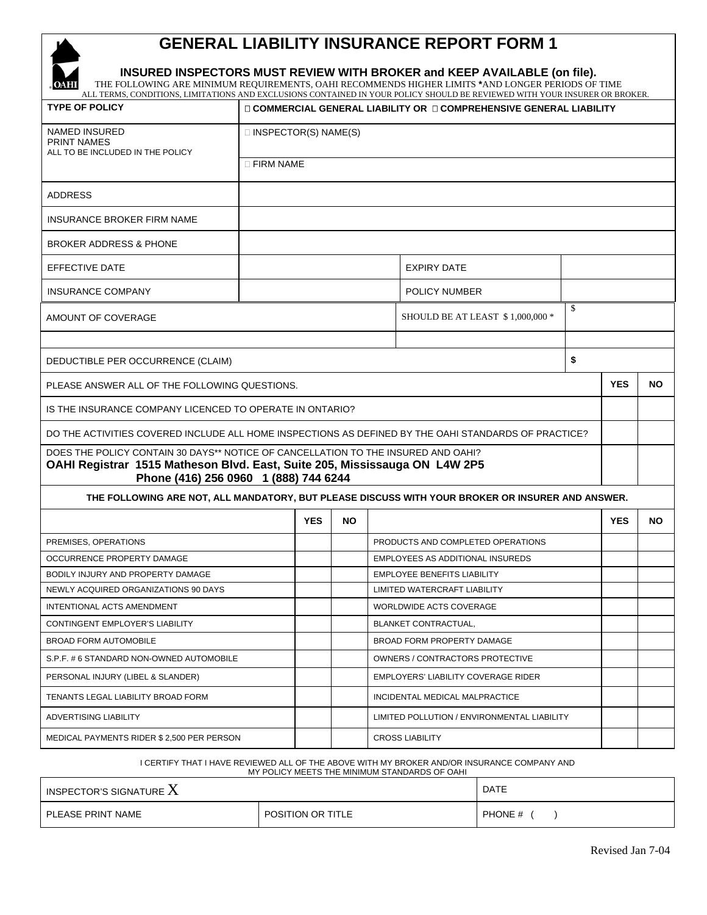# GENERAL LIABILITY INSURANCE REPORT FORM 1

### INSURED INSPECTORS MUST REVIEW WITH BROKER and KEEP AVAILABLE (on file).

THE FOLLOWING ARE MINIMUM REQUIREMENTS, OAHI RECOMMENDS HIGHER LIMITS *AND LONGER PERIODS OF TIME
ALL TERMS, CONDITIONS, LIMITATIONS AND EXCLUSIONS CONTAINED IN YOUR POLICY SHOULD BE REVIEWED WITH YOUR INSURER OR BROKER.

| | | | |
|---|---|---|---|
| **TYPE OF POLICY** | ☐ **COMMERCIAL GENERAL LIABILITY OR** ☐ **COMPREHENSIVE GENERAL LIABILITY** | | |
| NAMED INSURED<br>PRINT NAMES<br>ALL TO BE INCLUDED IN THE POLICY | ☐ INSPECTOR(S) NAME(S) | | |
| | ☐ FIRM NAME | | |
| ADDRESS | | | |
| INSURANCE BROKER FIRM NAME | | | |
| BROKER ADDRESS & PHONE | | | |
| EFFECTIVE DATE | | EXPIRY DATE | |
| INSURANCE COMPANY | | POLICY NUMBER | |
| AMOUNT OF COVERAGE | | SHOULD BE AT LEAST $ 1,000,000 * | $ |
| | | | |
| DEDUCTIBLE PER OCCURRENCE (CLAIM) | | | $ |

| | YES | NO |
|---|---|---|
| PLEASE ANSWER ALL OF THE FOLLOWING QUESTIONS. | **YES** | **NO** |
| IS THE INSURANCE COMPANY LICENCED TO OPERATE IN ONTARIO? | | |
| DO THE ACTIVITIES COVERED INCLUDE ALL HOME INSPECTIONS AS DEFINED BY THE OAHI STANDARDS OF PRACTICE? | | |
| DOES THE POLICY CONTAIN 30 DAYS** NOTICE OF CANCELLATION TO THE INSURED AND OAHI?<br>**OAHI Registrar 1515 Matheson Blvd. East, Suite 205, Mississauga ON L4W 2P5**<br>**Phone (416) 256 0960 1 (888) 744 6244** | | |

**THE FOLLOWING ARE NOT, ALL MANDATORY, BUT PLEASE DISCUSS WITH YOUR BROKER OR INSURER AND ANSWER.**

| | YES | NO | | YES | NO |
|---|---|---|---|---|---|
| PREMISES, OPERATIONS | | | PRODUCTS AND COMPLETED OPERATIONS | | |
| OCCURRENCE PROPERTY DAMAGE | | | EMPLOYEES AS ADDITIONAL INSUREDS | | |
| BODILY INJURY AND PROPERTY DAMAGE | | | EMPLOYEE BENEFITS LIABILITY | | |
| NEWLY ACQUIRED ORGANIZATIONS 90 DAYS | | | LIMITED WATERCRAFT LIABILITY | | |
| INTENTIONAL ACTS AMENDMENT | | | WORLDWIDE ACTS COVERAGE | | |
| CONTINGENT EMPLOYER'S LIABILITY | | | BLANKET CONTRACTUAL, | | |
| BROAD FORM AUTOMOBILE | | | BROAD FORM PROPERTY DAMAGE | | |
| S.P.F. # 6 STANDARD NON-OWNED AUTOMOBILE | | | OWNERS / CONTRACTORS PROTECTIVE | | |
| PERSONAL INJURY (LIBEL & SLANDER) | | | EMPLOYERS' LIABILITY COVERAGE RIDER | | |
| TENANTS LEGAL LIABILITY BROAD FORM | | | INCIDENTAL MEDICAL MALPRACTICE | | |
| ADVERTISING LIABILITY | | | LIMITED POLLUTION / ENVIRONMENTAL LIABILITY | | |
| MEDICAL PAYMENTS RIDER $ 2,500 PER PERSON | | | CROSS LIABILITY | | |

I CERTIFY THAT I HAVE REVIEWED ALL OF THE ABOVE WITH MY BROKER AND/OR INSURANCE COMPANY AND MY POLICY MEETS THE MINIMUM STANDARDS OF OAHI

| | | |
|---|---|---|
| INSPECTOR'S SIGNATURE X | | DATE |
| PLEASE PRINT NAME | POSITION OR TITLE | PHONE # (     ) |

Revised Jan 7-04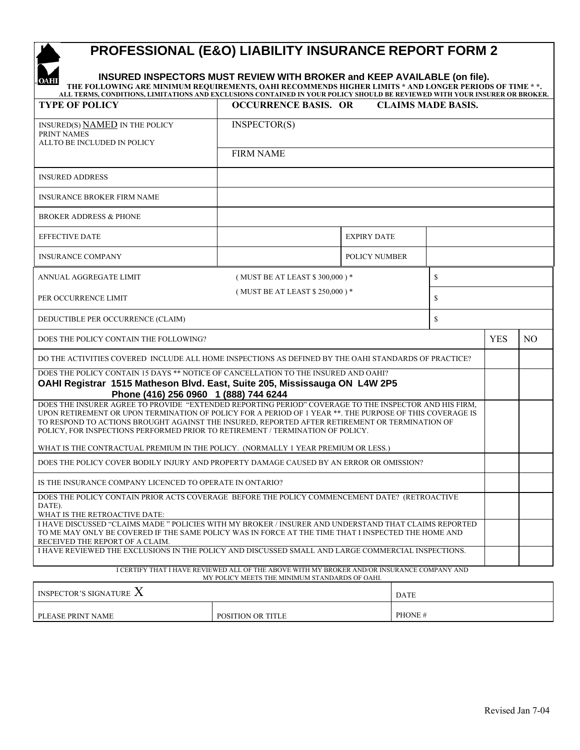# PROFESSIONAL (E&O) LIABILITY INSURANCE REPORT FORM 2

**INSURED INSPECTORS MUST REVIEW WITH BROKER and KEEP AVAILABLE (on file).**

**THE FOLLOWING ARE MINIMUM REQUIREMENTS, OAHI RECOMMENDS HIGHER LIMITS * AND LONGER PERIODS OF TIME * *.**
**ALL TERMS, CONDITIONS, LIMITATIONS AND EXCLUSIONS CONTAINED IN YOUR POLICY SHOULD BE REVIEWED WITH YOUR INSURER OR BROKER.**

| | | | |
|---|---|---|---|
| **TYPE OF POLICY** | **OCCURRENCE BASIS. OR CLAIMS MADE BASIS.** | | |
| INSURED(S) NAMED IN THE POLICY<br>PRINT NAMES<br>ALLTO BE INCLUDED IN POLICY | INSPECTOR(S) | | |
| | FIRM NAME | | |
| INSURED ADDRESS | | | |
| INSURANCE BROKER FIRM NAME | | | |
| BROKER ADDRESS & PHONE | | | |
| EFFECTIVE DATE | | EXPIRY DATE | |
| INSURANCE COMPANY | | POLICY NUMBER | |

| | | | | |
|---|---|---|---|---|
| ANNUAL AGGREGATE LIMIT | ( MUST BE AT LEAST $ 300,000 ) * | $ | | |
| PER OCCURRENCE LIMIT | ( MUST BE AT LEAST $ 250,000 ) * | $ | | |
| DEDUCTIBLE PER OCCURRENCE (CLAIM) | | $ | | |
| DOES THE POLICY CONTAIN THE FOLLOWING? | | | YES | NO |
| DO THE ACTIVITIES COVERED INCLUDE ALL HOME INSPECTIONS AS DEFINED BY THE OAHI STANDARDS OF PRACTICE? | | | | |
| DOES THE POLICY CONTAIN 15 DAYS ** NOTICE OF CANCELLATION TO THE INSURED AND OAHI?<br>**OAHI Registrar 1515 Matheson Blvd. East, Suite 205, Mississauga ON L4W 2P5**<br>**Phone (416) 256 0960 1 (888) 744 6244** | | | | |
| DOES THE INSURER AGREE TO PROVIDE "EXTENDED REPORTING PERIOD" COVERAGE TO THE INSPECTOR AND HIS FIRM, UPON RETIREMENT OR UPON TERMINATION OF POLICY FOR A PERIOD OF 1 YEAR **. THE PURPOSE OF THIS COVERAGE IS TO RESPOND TO ACTIONS BROUGHT AGAINST THE INSURED, REPORTED AFTER RETIREMENT OR TERMINATION OF POLICY, FOR INSPECTIONS PERFORMED PRIOR TO RETIREMENT / TERMINATION OF POLICY.<br><br>WHAT IS THE CONTRACTUAL PREMIUM IN THE POLICY. (NORMALLY 1 YEAR PREMIUM OR LESS.) | | | | |
| DOES THE POLICY COVER BODILY INJURY AND PROPERTY DAMAGE CAUSED BY AN ERROR OR OMISSION? | | | | |
| IS THE INSURANCE COMPANY LICENCED TO OPERATE IN ONTARIO? | | | | |
| DOES THE POLICY CONTAIN PRIOR ACTS COVERAGE BEFORE THE POLICY COMMENCEMENT DATE? (RETROACTIVE DATE).<br>WHAT IS THE RETROACTIVE DATE: | | | | |
| I HAVE DISCUSSED "CLAIMS MADE " POLICIES WITH MY BROKER / INSURER AND UNDERSTAND THAT CLAIMS REPORTED TO ME MAY ONLY BE COVERED IF THE SAME POLICY WAS IN FORCE AT THE TIME THAT I INSPECTED THE HOME AND RECEIVED THE REPORT OF A CLAIM. | | | | |
| I HAVE REVIEWED THE EXCLUSIONS IN THE POLICY AND DISCUSSED SMALL AND LARGE COMMERCIAL INSPECTIONS. | | | | |

I CERTIFY THAT I HAVE REVIEWED ALL OF THE ABOVE WITH MY BROKER AND/OR INSURANCE COMPANY AND MY POLICY MEETS THE MINIMUM STANDARDS OF OAHI.

| | | |
|---|---|---|
| INSPECTOR'S SIGNATURE X | | DATE |
| PLEASE PRINT NAME | POSITION OR TITLE | PHONE # |

Revised Jan 7-04